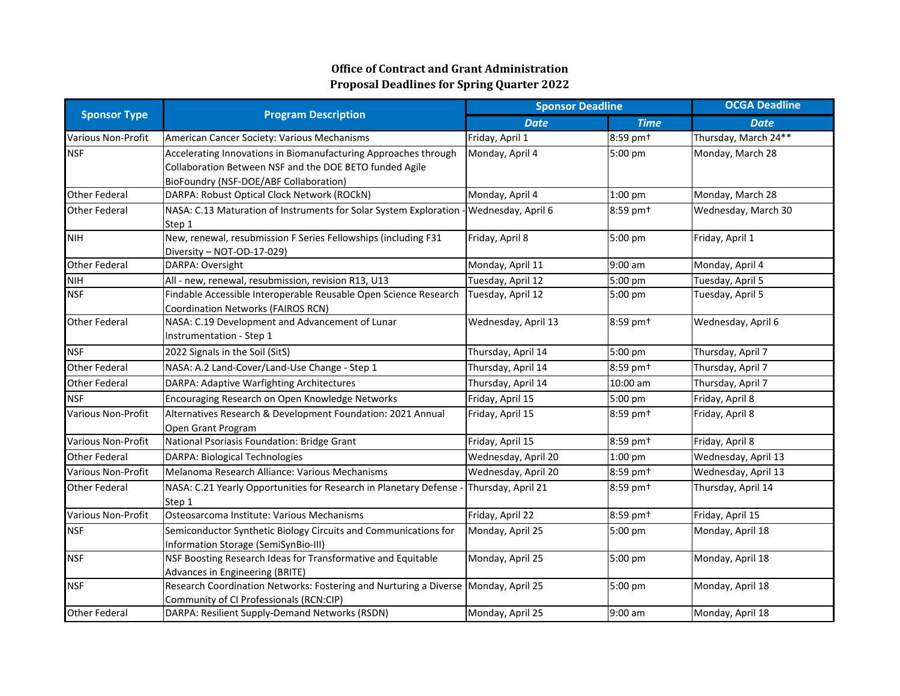# Office of Contract and Grant Administration
## Proposal Deadlines for Spring Quarter 2022

| Sponsor Type | Program Description | Sponsor Deadline | | OCGA Deadline |
|---|---|---|---|---|
| | | *Date* | *Time* | *Date* |
| Various Non-Profit | American Cancer Society: Various Mechanisms | Friday, April 1 | 8:59 pm† | Thursday, March 24** |
| NSF | Accelerating Innovations in Biomanufacturing Approaches through Collaboration Between NSF and the DOE BETO funded Agile BioFoundry (NSF-DOE/ABF Collaboration) | Monday, April 4 | 5:00 pm | Monday, March 28 |
| Other Federal | DARPA: Robust Optical Clock Network (ROCkN) | Monday, April 4 | 1:00 pm | Monday, March 28 |
| Other Federal | NASA: C.13 Maturation of Instruments for Solar System Exploration - Step 1 | Wednesday, April 6 | 8:59 pm† | Wednesday, March 30 |
| NIH | New, renewal, resubmission F Series Fellowships (including F31 Diversity – NOT-OD-17-029) | Friday, April 8 | 5:00 pm | Friday, April 1 |
| Other Federal | DARPA: Oversight | Monday, April 11 | 9:00 am | Monday, April 4 |
| NIH | All - new, renewal, resubmission, revision R13, U13 | Tuesday, April 12 | 5:00 pm | Tuesday, April 5 |
| NSF | Findable Accessible Interoperable Reusable Open Science Research Coordination Networks (FAIROS RCN) | Tuesday, April 12 | 5:00 pm | Tuesday, April 5 |
| Other Federal | NASA: C.19 Development and Advancement of Lunar Instrumentation - Step 1 | Wednesday, April 13 | 8:59 pm† | Wednesday, April 6 |
| NSF | 2022 Signals in the Soil (SitS) | Thursday, April 14 | 5:00 pm | Thursday, April 7 |
| Other Federal | NASA: A.2 Land-Cover/Land-Use Change - Step 1 | Thursday, April 14 | 8:59 pm† | Thursday, April 7 |
| Other Federal | DARPA: Adaptive Warfighting Architectures | Thursday, April 14 | 10:00 am | Thursday, April 7 |
| NSF | Encouraging Research on Open Knowledge Networks | Friday, April 15 | 5:00 pm | Friday, April 8 |
| Various Non-Profit | Alternatives Research & Development Foundation: 2021 Annual Open Grant Program | Friday, April 15 | 8:59 pm† | Friday, April 8 |
| Various Non-Profit | National Psoriasis Foundation: Bridge Grant | Friday, April 15 | 8:59 pm† | Friday, April 8 |
| Other Federal | DARPA: Biological Technologies | Wednesday, April 20 | 1:00 pm | Wednesday, April 13 |
| Various Non-Profit | Melanoma Research Alliance: Various Mechanisms | Wednesday, April 20 | 8:59 pm† | Wednesday, April 13 |
| Other Federal | NASA: C.21 Yearly Opportunities for Research in Planetary Defense - Step 1 | Thursday, April 21 | 8:59 pm† | Thursday, April 14 |
| Various Non-Profit | Osteosarcoma Institute: Various Mechanisms | Friday, April 22 | 8:59 pm† | Friday, April 15 |
| NSF | Semiconductor Synthetic Biology Circuits and Communications for Information Storage (SemiSynBio-III) | Monday, April 25 | 5:00 pm | Monday, April 18 |
| NSF | NSF Boosting Research Ideas for Transformative and Equitable Advances in Engineering (BRITE) | Monday, April 25 | 5:00 pm | Monday, April 18 |
| NSF | Research Coordination Networks: Fostering and Nurturing a Diverse Community of CI Professionals (RCN:CIP) | Monday, April 25 | 5:00 pm | Monday, April 18 |
| Other Federal | DARPA: Resilient Supply-Demand Networks (RSDN) | Monday, April 25 | 9:00 am | Monday, April 18 |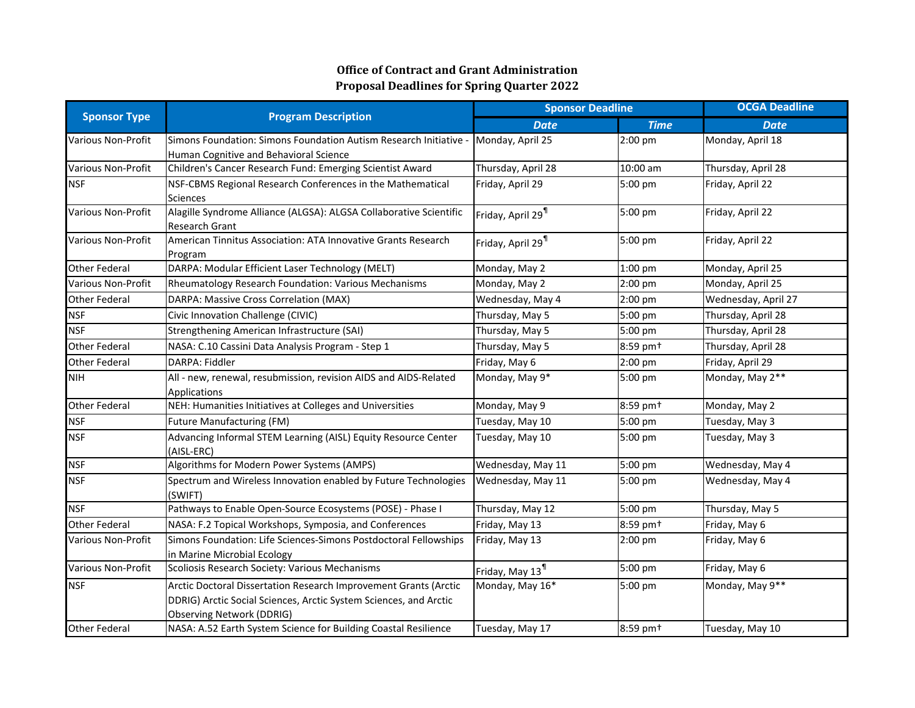**Office of Contract and Grant Administration**
**Proposal Deadlines for Spring Quarter 2022**

| Sponsor Type | Program Description | Sponsor Deadline | | OCGA Deadline |
|---|---|---|---|---|
| | | *Date* | *Time* | *Date* |
| Various Non-Profit | Simons Foundation: Simons Foundation Autism Research Initiative - Human Cognitive and Behavioral Science | Monday, April 25 | 2:00 pm | Monday, April 18 |
| Various Non-Profit | Children's Cancer Research Fund: Emerging Scientist Award | Thursday, April 28 | 10:00 am | Thursday, April 28 |
| NSF | NSF-CBMS Regional Research Conferences in the Mathematical Sciences | Friday, April 29 | 5:00 pm | Friday, April 22 |
| Various Non-Profit | Alagille Syndrome Alliance (ALGSA): ALGSA Collaborative Scientific Research Grant | Friday, April 29¶ | 5:00 pm | Friday, April 22 |
| Various Non-Profit | American Tinnitus Association: ATA Innovative Grants Research Program | Friday, April 29¶ | 5:00 pm | Friday, April 22 |
| Other Federal | DARPA: Modular Efficient Laser Technology (MELT) | Monday, May 2 | 1:00 pm | Monday, April 25 |
| Various Non-Profit | Rheumatology Research Foundation: Various Mechanisms | Monday, May 2 | 2:00 pm | Monday, April 25 |
| Other Federal | DARPA: Massive Cross Correlation (MAX) | Wednesday, May 4 | 2:00 pm | Wednesday, April 27 |
| NSF | Civic Innovation Challenge (CIVIC) | Thursday, May 5 | 5:00 pm | Thursday, April 28 |
| NSF | Strengthening American Infrastructure (SAI) | Thursday, May 5 | 5:00 pm | Thursday, April 28 |
| Other Federal | NASA: C.10 Cassini Data Analysis Program - Step 1 | Thursday, May 5 | 8:59 pm† | Thursday, April 28 |
| Other Federal | DARPA: Fiddler | Friday, May 6 | 2:00 pm | Friday, April 29 |
| NIH | All - new, renewal, resubmission, revision AIDS and AIDS-Related Applications | Monday, May 9* | 5:00 pm | Monday, May 2** |
| Other Federal | NEH: Humanities Initiatives at Colleges and Universities | Monday, May 9 | 8:59 pm† | Monday, May 2 |
| NSF | Future Manufacturing (FM) | Tuesday, May 10 | 5:00 pm | Tuesday, May 3 |
| NSF | Advancing Informal STEM Learning (AISL) Equity Resource Center (AISL-ERC) | Tuesday, May 10 | 5:00 pm | Tuesday, May 3 |
| NSF | Algorithms for Modern Power Systems (AMPS) | Wednesday, May 11 | 5:00 pm | Wednesday, May 4 |
| NSF | Spectrum and Wireless Innovation enabled by Future Technologies (SWIFT) | Wednesday, May 11 | 5:00 pm | Wednesday, May 4 |
| NSF | Pathways to Enable Open-Source Ecosystems (POSE) - Phase I | Thursday, May 12 | 5:00 pm | Thursday, May 5 |
| Other Federal | NASA: F.2 Topical Workshops, Symposia, and Conferences | Friday, May 13 | 8:59 pm† | Friday, May 6 |
| Various Non-Profit | Simons Foundation: Life Sciences-Simons Postdoctoral Fellowships in Marine Microbial Ecology | Friday, May 13 | 2:00 pm | Friday, May 6 |
| Various Non-Profit | Scoliosis Research Society: Various Mechanisms | Friday, May 13¶ | 5:00 pm | Friday, May 6 |
| NSF | Arctic Doctoral Dissertation Research Improvement Grants (Arctic DDRIG) Arctic Social Sciences, Arctic System Sciences, and Arctic Observing Network (DDRIG) | Monday, May 16* | 5:00 pm | Monday, May 9** |
| Other Federal | NASA: A.52 Earth System Science for Building Coastal Resilience | Tuesday, May 17 | 8:59 pm† | Tuesday, May 10 |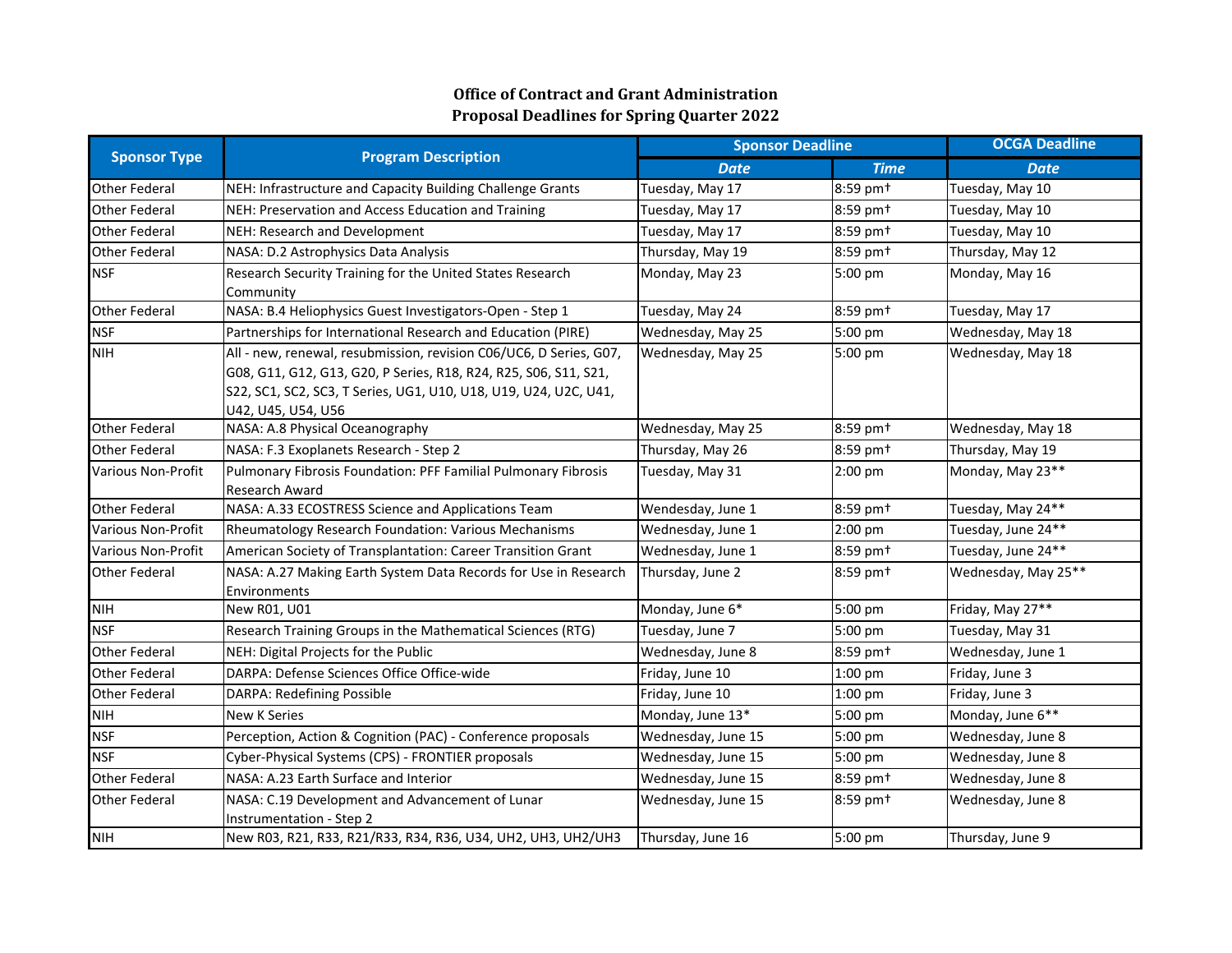**Office of Contract and Grant Administration**
**Proposal Deadlines for Spring Quarter 2022**

| Sponsor Type | Program Description | Sponsor Deadline | | OCGA Deadline |
|---|---|---|---|---|
| | | *Date* | *Time* | *Date* |
| Other Federal | NEH: Infrastructure and Capacity Building Challenge Grants | Tuesday, May 17 | 8:59 pm† | Tuesday, May 10 |
| Other Federal | NEH: Preservation and Access Education and Training | Tuesday, May 17 | 8:59 pm† | Tuesday, May 10 |
| Other Federal | NEH: Research and Development | Tuesday, May 17 | 8:59 pm† | Tuesday, May 10 |
| Other Federal | NASA: D.2 Astrophysics Data Analysis | Thursday, May 19 | 8:59 pm† | Thursday, May 12 |
| NSF | Research Security Training for the United States Research Community | Monday, May 23 | 5:00 pm | Monday, May 16 |
| Other Federal | NASA: B.4 Heliophysics Guest Investigators-Open - Step 1 | Tuesday, May 24 | 8:59 pm† | Tuesday, May 17 |
| NSF | Partnerships for International Research and Education (PIRE) | Wednesday, May 25 | 5:00 pm | Wednesday, May 18 |
| NIH | All - new, renewal, resubmission, revision C06/UC6, D Series, G07, G08, G11, G12, G13, G20, P Series, R18, R24, R25, S06, S11, S21, S22, SC1, SC2, SC3, T Series, UG1, U10, U18, U19, U24, U2C, U41, U42, U45, U54, U56 | Wednesday, May 25 | 5:00 pm | Wednesday, May 18 |
| Other Federal | NASA: A.8 Physical Oceanography | Wednesday, May 25 | 8:59 pm† | Wednesday, May 18 |
| Other Federal | NASA: F.3 Exoplanets Research - Step 2 | Thursday, May 26 | 8:59 pm† | Thursday, May 19 |
| Various Non-Profit | Pulmonary Fibrosis Foundation: PFF Familial Pulmonary Fibrosis Research Award | Tuesday, May 31 | 2:00 pm | Monday, May 23** |
| Other Federal | NASA: A.33 ECOSTRESS Science and Applications Team | Wendesday, June 1 | 8:59 pm† | Tuesday, May 24** |
| Various Non-Profit | Rheumatology Research Foundation: Various Mechanisms | Wednesday, June 1 | 2:00 pm | Tuesday, June 24** |
| Various Non-Profit | American Society of Transplantation: Career Transition Grant | Wednesday, June 1 | 8:59 pm† | Tuesday, June 24** |
| Other Federal | NASA: A.27 Making Earth System Data Records for Use in Research Environments | Thursday, June 2 | 8:59 pm† | Wednesday, May 25** |
| NIH | New R01, U01 | Monday, June 6* | 5:00 pm | Friday, May 27** |
| NSF | Research Training Groups in the Mathematical Sciences (RTG) | Tuesday, June 7 | 5:00 pm | Tuesday, May 31 |
| Other Federal | NEH: Digital Projects for the Public | Wednesday, June 8 | 8:59 pm† | Wednesday, June 1 |
| Other Federal | DARPA: Defense Sciences Office Office-wide | Friday, June 10 | 1:00 pm | Friday, June 3 |
| Other Federal | DARPA: Redefining Possible | Friday, June 10 | 1:00 pm | Friday, June 3 |
| NIH | New K Series | Monday, June 13* | 5:00 pm | Monday, June 6** |
| NSF | Perception, Action & Cognition (PAC) - Conference proposals | Wednesday, June 15 | 5:00 pm | Wednesday, June 8 |
| NSF | Cyber-Physical Systems (CPS) - FRONTIER proposals | Wednesday, June 15 | 5:00 pm | Wednesday, June 8 |
| Other Federal | NASA: A.23 Earth Surface and Interior | Wednesday, June 15 | 8:59 pm† | Wednesday, June 8 |
| Other Federal | NASA: C.19 Development and Advancement of Lunar Instrumentation - Step 2 | Wednesday, June 15 | 8:59 pm† | Wednesday, June 8 |
| NIH | New R03, R21, R33, R21/R33, R34, R36, U34, UH2, UH3, UH2/UH3 | Thursday, June 16 | 5:00 pm | Thursday, June 9 |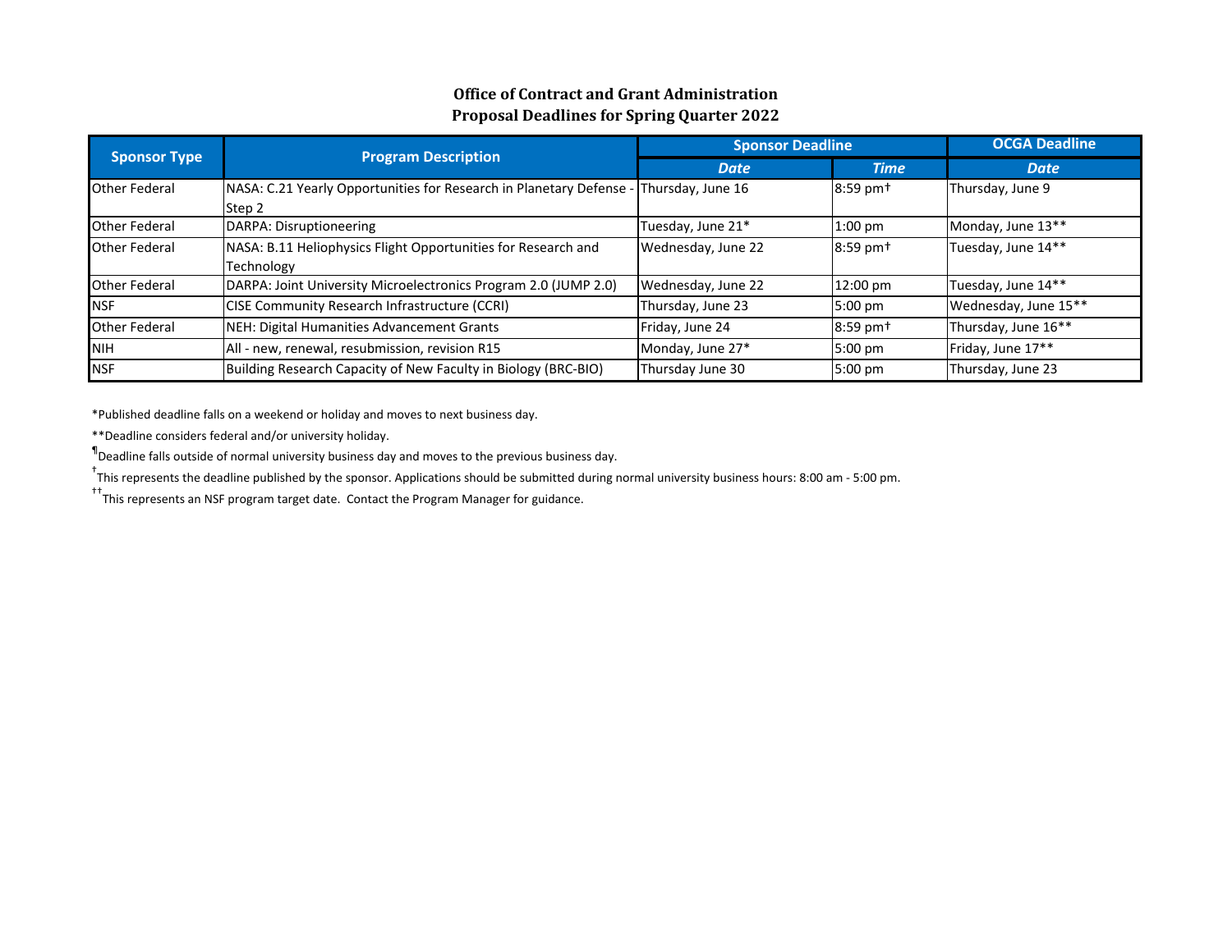**Office of Contract and Grant Administration**
**Proposal Deadlines for Spring Quarter 2022**

| Sponsor Type | Program Description | Sponsor Deadline | | OCGA Deadline |
|---|---|---|---|---|
| | | *Date* | *Time* | *Date* |
| Other Federal | NASA: C.21 Yearly Opportunities for Research in Planetary Defense - Step 2 | Thursday, June 16 | 8:59 pm† | Thursday, June 9 |
| Other Federal | DARPA: Disruptioneering | Tuesday, June 21* | 1:00 pm | Monday, June 13** |
| Other Federal | NASA: B.11 Heliophysics Flight Opportunities for Research and Technology | Wednesday, June 22 | 8:59 pm† | Tuesday, June 14** |
| Other Federal | DARPA: Joint University Microelectronics Program 2.0 (JUMP 2.0) | Wednesday, June 22 | 12:00 pm | Tuesday, June 14** |
| NSF | CISE Community Research Infrastructure (CCRI) | Thursday, June 23 | 5:00 pm | Wednesday, June 15** |
| Other Federal | NEH: Digital Humanities Advancement Grants | Friday, June 24 | 8:59 pm† | Thursday, June 16** |
| NIH | All - new, renewal, resubmission, revision R15 | Monday, June 27* | 5:00 pm | Friday, June 17** |
| NSF | Building Research Capacity of New Faculty in Biology (BRC-BIO) | Thursday June 30 | 5:00 pm | Thursday, June 23 |

*Published deadline falls on a weekend or holiday and moves to next business day.

**Deadline considers federal and/or university holiday.

¶Deadline falls outside of normal university business day and moves to the previous business day.

†This represents the deadline published by the sponsor. Applications should be submitted during normal university business hours: 8:00 am - 5:00 pm.

††This represents an NSF program target date. Contact the Program Manager for guidance.